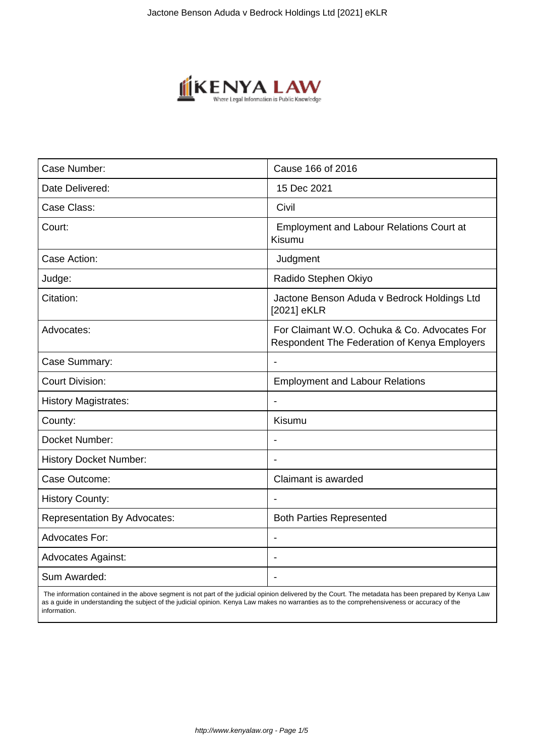| | |
|---|---|
| Case Number: | Cause 166 of 2016 |
| Date Delivered: | 15 Dec 2021 |
| Case Class: | Civil |
| Court: | Employment and Labour Relations Court at Kisumu |
| Case Action: | Judgment |
| Judge: | Radido Stephen Okiyo |
| Citation: | Jactone Benson Aduda v Bedrock Holdings Ltd [2021] eKLR |
| Advocates: | For Claimant W.O. Ochuka & Co. Advocates For Respondent The Federation of Kenya Employers |
| Case Summary: | - |
| Court Division: | Employment and Labour Relations |
| History Magistrates: | - |
| County: | Kisumu |
| Docket Number: | - |
| History Docket Number: | - |
| Case Outcome: | Claimant is awarded |
| History County: | - |
| Representation By Advocates: | Both Parties Represented |
| Advocates For: | - |
| Advocates Against: | - |
| Sum Awarded: | - |

The information contained in the above segment is not part of the judicial opinion delivered by the Court. The metadata has been prepared by Kenya Law as a guide in understanding the subject of the judicial opinion. Kenya Law makes no warranties as to the comprehensiveness or accuracy of the information.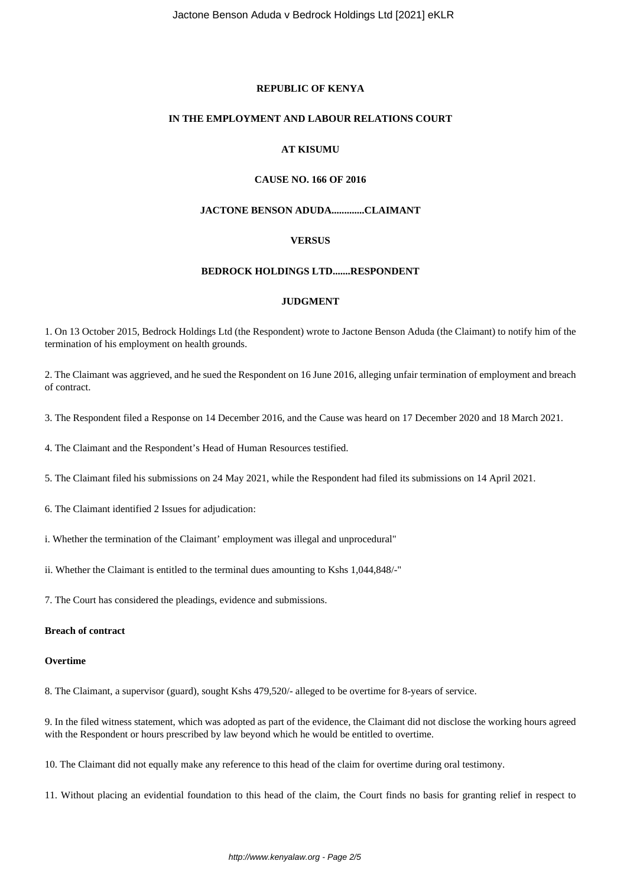**REPUBLIC OF KENYA**

**IN THE EMPLOYMENT AND LABOUR RELATIONS COURT**

**AT KISUMU**

**CAUSE NO. 166 OF 2016**

**JACTONE BENSON ADUDA............CLAIMANT**

**VERSUS**

**BEDROCK HOLDINGS LTD.......RESPONDENT**

**JUDGMENT**

1. On 13 October 2015, Bedrock Holdings Ltd (the Respondent) wrote to Jactone Benson Aduda (the Claimant) to notify him of the termination of his employment on health grounds.

2. The Claimant was aggrieved, and he sued the Respondent on 16 June 2016, alleging unfair termination of employment and breach of contract.

3. The Respondent filed a Response on 14 December 2016, and the Cause was heard on 17 December 2020 and 18 March 2021.

4. The Claimant and the Respondent's Head of Human Resources testified.

5. The Claimant filed his submissions on 24 May 2021, while the Respondent had filed its submissions on 14 April 2021.

6. The Claimant identified 2 Issues for adjudication:

i. Whether the termination of the Claimant' employment was illegal and unprocedural"

ii. Whether the Claimant is entitled to the terminal dues amounting to Kshs 1,044,848/-"

7. The Court has considered the pleadings, evidence and submissions.

**Breach of contract**

**Overtime**

8. The Claimant, a supervisor (guard), sought Kshs 479,520/- alleged to be overtime for 8-years of service.

9. In the filed witness statement, which was adopted as part of the evidence, the Claimant did not disclose the working hours agreed with the Respondent or hours prescribed by law beyond which he would be entitled to overtime.

10. The Claimant did not equally make any reference to this head of the claim for overtime during oral testimony.

11. Without placing an evidential foundation to this head of the claim, the Court finds no basis for granting relief in respect to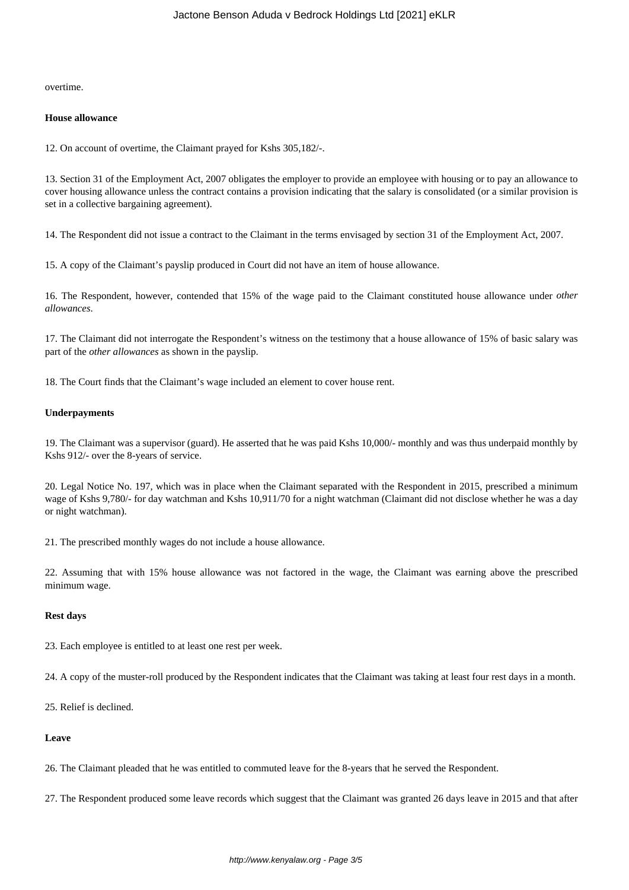overtime.

**House allowance**

12. On account of overtime, the Claimant prayed for Kshs 305,182/-.

13. Section 31 of the Employment Act, 2007 obligates the employer to provide an employee with housing or to pay an allowance to cover housing allowance unless the contract contains a provision indicating that the salary is consolidated (or a similar provision is set in a collective bargaining agreement).

14. The Respondent did not issue a contract to the Claimant in the terms envisaged by section 31 of the Employment Act, 2007.

15. A copy of the Claimant's payslip produced in Court did not have an item of house allowance.

16. The Respondent, however, contended that 15% of the wage paid to the Claimant constituted house allowance under *other allowances*.

17. The Claimant did not interrogate the Respondent's witness on the testimony that a house allowance of 15% of basic salary was part of the *other allowances* as shown in the payslip.

18. The Court finds that the Claimant's wage included an element to cover house rent.

**Underpayments**

19. The Claimant was a supervisor (guard). He asserted that he was paid Kshs 10,000/- monthly and was thus underpaid monthly by Kshs 912/- over the 8-years of service.

20. Legal Notice No. 197, which was in place when the Claimant separated with the Respondent in 2015, prescribed a minimum wage of Kshs 9,780/- for day watchman and Kshs 10,911/70 for a night watchman (Claimant did not disclose whether he was a day or night watchman).

21. The prescribed monthly wages do not include a house allowance.

22. Assuming that with 15% house allowance was not factored in the wage, the Claimant was earning above the prescribed minimum wage.

**Rest days**

23. Each employee is entitled to at least one rest per week.

24. A copy of the muster-roll produced by the Respondent indicates that the Claimant was taking at least four rest days in a month.

25. Relief is declined.

**Leave**

26. The Claimant pleaded that he was entitled to commuted leave for the 8-years that he served the Respondent.

27. The Respondent produced some leave records which suggest that the Claimant was granted 26 days leave in 2015 and that after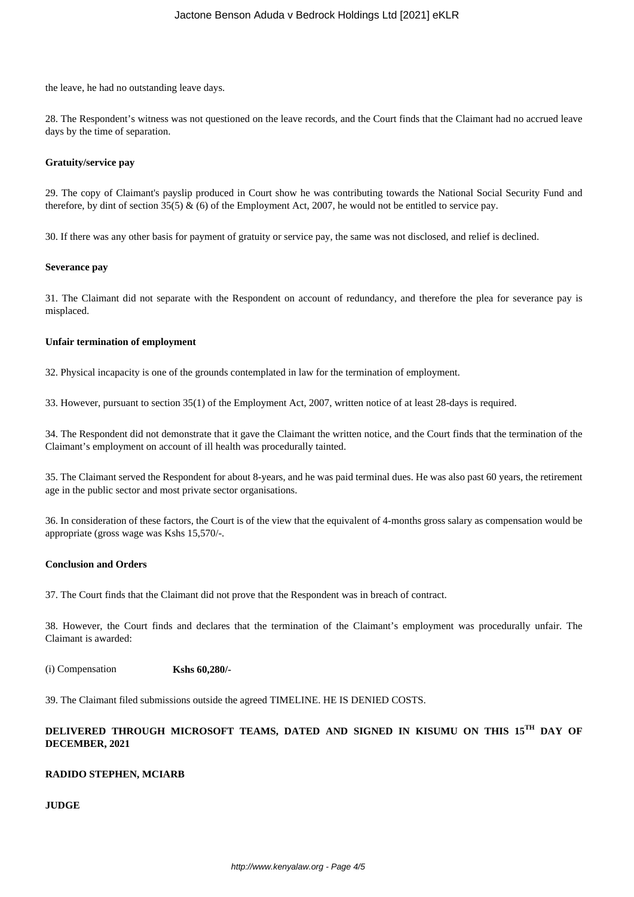the leave, he had no outstanding leave days.

28. The Respondent's witness was not questioned on the leave records, and the Court finds that the Claimant had no accrued leave days by the time of separation.

**Gratuity/service pay**

29. The copy of Claimant's payslip produced in Court show he was contributing towards the National Social Security Fund and therefore, by dint of section 35(5) & (6) of the Employment Act, 2007, he would not be entitled to service pay.

30. If there was any other basis for payment of gratuity or service pay, the same was not disclosed, and relief is declined.

**Severance pay**

31. The Claimant did not separate with the Respondent on account of redundancy, and therefore the plea for severance pay is misplaced.

**Unfair termination of employment**

32. Physical incapacity is one of the grounds contemplated in law for the termination of employment.

33. However, pursuant to section 35(1) of the Employment Act, 2007, written notice of at least 28-days is required.

34. The Respondent did not demonstrate that it gave the Claimant the written notice, and the Court finds that the termination of the Claimant's employment on account of ill health was procedurally tainted.

35. The Claimant served the Respondent for about 8-years, and he was paid terminal dues. He was also past 60 years, the retirement age in the public sector and most private sector organisations.

36. In consideration of these factors, the Court is of the view that the equivalent of 4-months gross salary as compensation would be appropriate (gross wage was Kshs 15,570/-.

**Conclusion and Orders**

37. The Court finds that the Claimant did not prove that the Respondent was in breach of contract.

38. However, the Court finds and declares that the termination of the Claimant's employment was procedurally unfair. The Claimant is awarded:

(i) Compensation **Kshs 60,280/-**

39. The Claimant filed submissions outside the agreed TIMELINE. HE IS DENIED COSTS.

**DELIVERED THROUGH MICROSOFT TEAMS, DATED AND SIGNED IN KISUMU ON THIS 15TH DAY OF DECEMBER, 2021**

**RADIDO STEPHEN, MCIARB**

**JUDGE**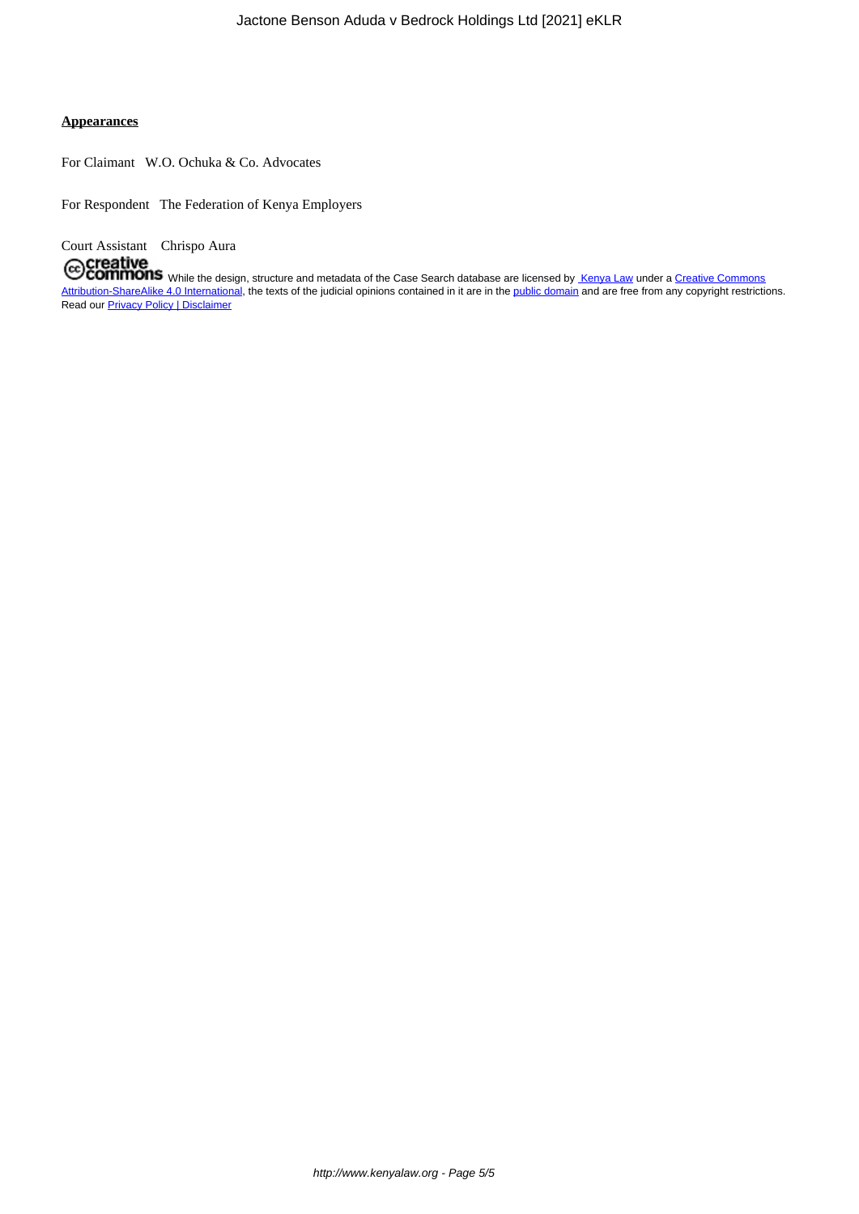**Appearances**

For Claimant W.O. Ochuka & Co. Advocates

For Respondent The Federation of Kenya Employers

Court Assistant Chrispo Aura

While the design, structure and metadata of the Case Search database are licensed by Kenya Law under a Creative Commons Attribution-ShareAlike 4.0 International, the texts of the judicial opinions contained in it are in the public domain and are free from any copyright restrictions. Read our Privacy Policy | Disclaimer